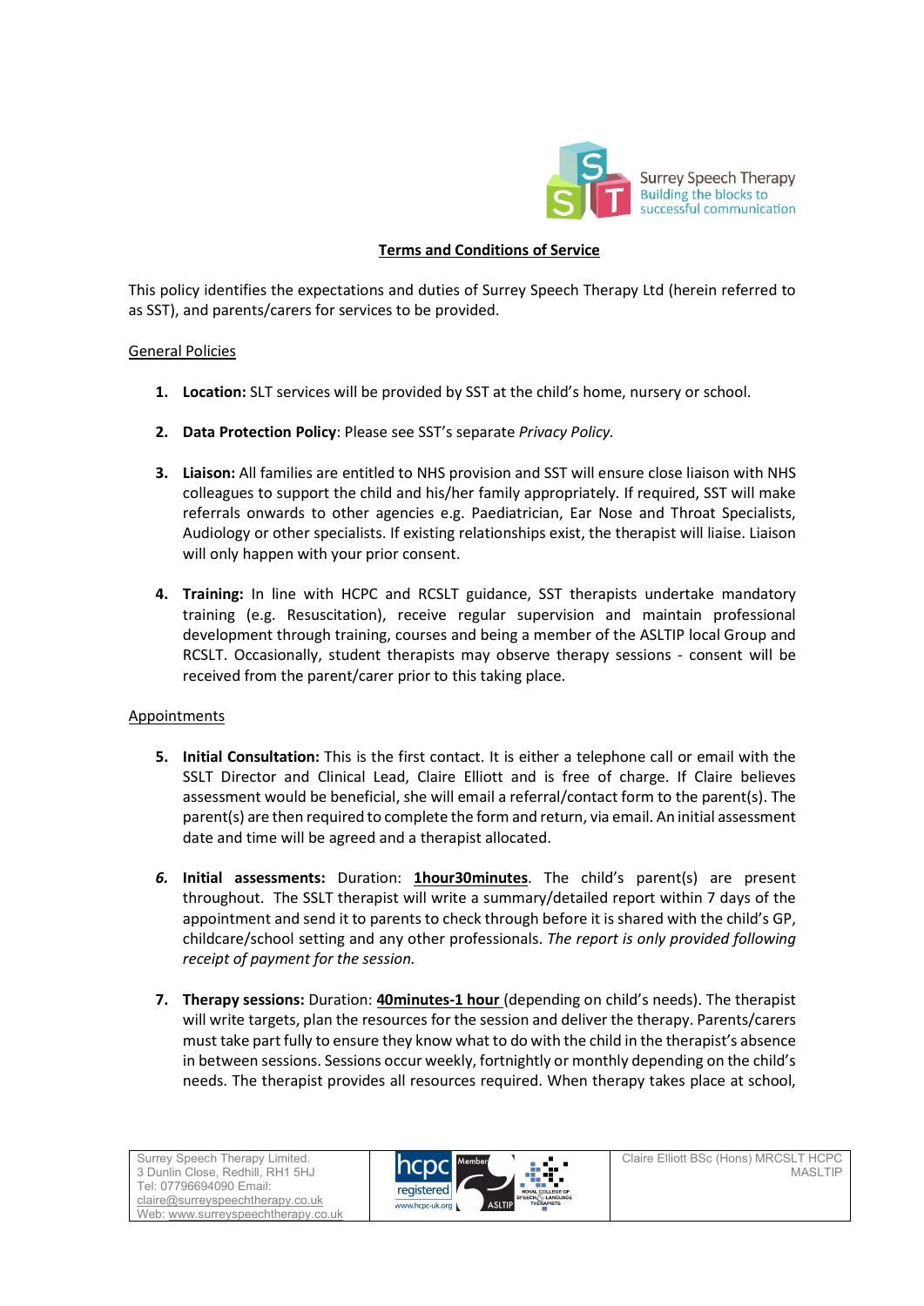Surrey Speech Therapy
Building the blocks to successful communication

**Terms and Conditions of Service**

This policy identifies the expectations and duties of Surrey Speech Therapy Ltd (herein referred to as SST), and parents/carers for services to be provided.

General Policies

1. **Location:** SLT services will be provided by SST at the child's home, nursery or school.

2. **Data Protection Policy**: Please see SST's separate *Privacy Policy.*

3. **Liaison:** All families are entitled to NHS provision and SST will ensure close liaison with NHS colleagues to support the child and his/her family appropriately. If required, SST will make referrals onwards to other agencies e.g. Paediatrician, Ear Nose and Throat Specialists, Audiology or other specialists. If existing relationships exist, the therapist will liaise. Liaison will only happen with your prior consent.

4. **Training:** In line with HCPC and RCSLT guidance, SST therapists undertake mandatory training (e.g. Resuscitation), receive regular supervision and maintain professional development through training, courses and being a member of the ASLTIP local Group and RCSLT. Occasionally, student therapists may observe therapy sessions - consent will be received from the parent/carer prior to this taking place.

Appointments

5. **Initial Consultation:** This is the first contact. It is either a telephone call or email with the SSLT Director and Clinical Lead, Claire Elliott and is free of charge. If Claire believes assessment would be beneficial, she will email a referral/contact form to the parent(s). The parent(s) are then required to complete the form and return, via email. An initial assessment date and time will be agreed and a therapist allocated.

6. **Initial assessments:** Duration: **1hour30minutes**. The child's parent(s) are present throughout. The SSLT therapist will write a summary/detailed report within 7 days of the appointment and send it to parents to check through before it is shared with the child's GP, childcare/school setting and any other professionals. *The report is only provided following receipt of payment for the session.*

7. **Therapy sessions:** Duration: **40minutes-1 hour** (depending on child's needs). The therapist will write targets, plan the resources for the session and deliver the therapy. Parents/carers must take part fully to ensure they know what to do with the child in the therapist's absence in between sessions. Sessions occur weekly, fortnightly or monthly depending on the child's needs. The therapist provides all resources required. When therapy takes place at school,

Surrey Speech Therapy Limited.
3 Dunlin Close, Redhill, RH1 5HJ
Tel: 07796694090 Email: claire@surreyspeechtherapy.co.uk
Web: www.surreyspeechtherapy.co.uk

Claire Elliott BSc (Hons) MRCSLT HCPC MASLTIP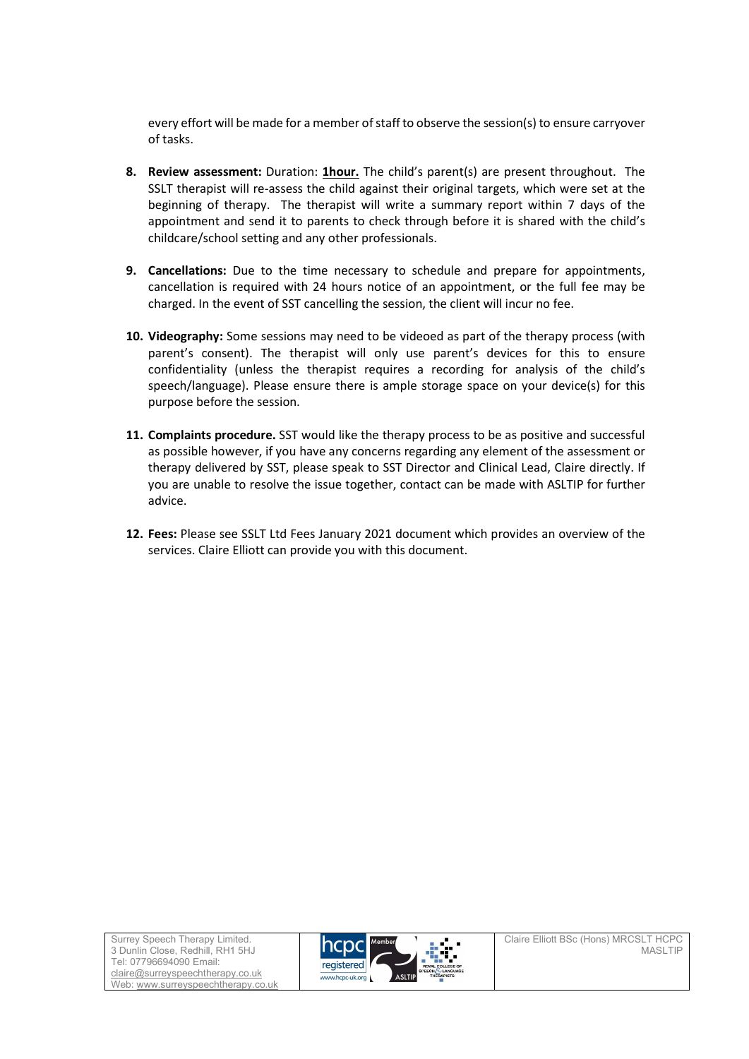every effort will be made for a member of staff to observe the session(s) to ensure carryover of tasks.

8. **Review assessment:** Duration: **1hour.** The child's parent(s) are present throughout. The SSLT therapist will re-assess the child against their original targets, which were set at the beginning of therapy. The therapist will write a summary report within 7 days of the appointment and send it to parents to check through before it is shared with the child's childcare/school setting and any other professionals.

9. **Cancellations:** Due to the time necessary to schedule and prepare for appointments, cancellation is required with 24 hours notice of an appointment, or the full fee may be charged. In the event of SST cancelling the session, the client will incur no fee.

10. **Videography:** Some sessions may need to be videoed as part of the therapy process (with parent's consent). The therapist will only use parent's devices for this to ensure confidentiality (unless the therapist requires a recording for analysis of the child's speech/language). Please ensure there is ample storage space on your device(s) for this purpose before the session.

11. **Complaints procedure.** SST would like the therapy process to be as positive and successful as possible however, if you have any concerns regarding any element of the assessment or therapy delivered by SST, please speak to SST Director and Clinical Lead, Claire directly. If you are unable to resolve the issue together, contact can be made with ASLTIP for further advice.

12. **Fees:** Please see SSLT Ltd Fees January 2021 document which provides an overview of the services. Claire Elliott can provide you with this document.